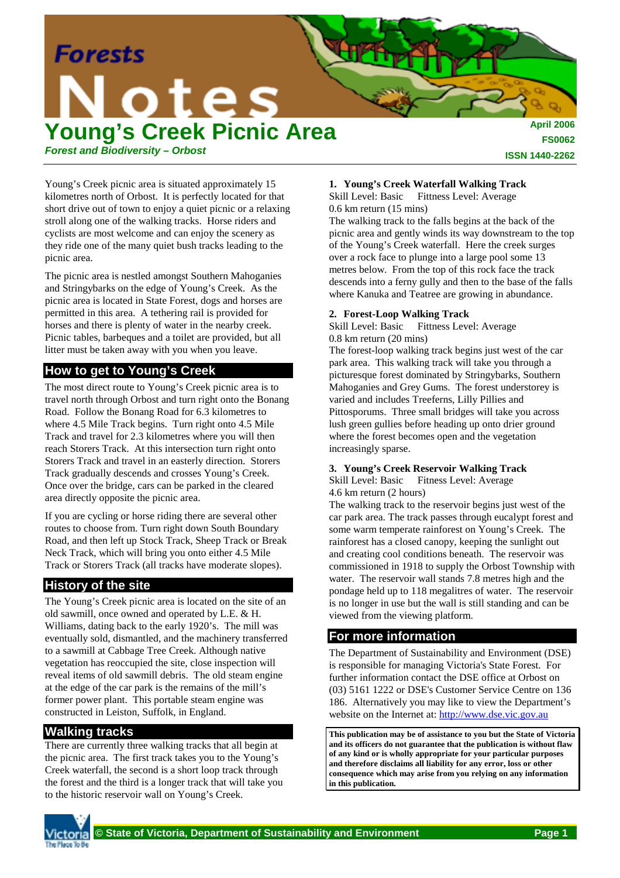# Young's Creek Picnic Area

*Forest and Biodiversity – Orbost*

**Forests Notes**

**April 2006**
**FS0062**
**ISSN 1440-2262**

Young's Creek picnic area is situated approximately 15 kilometres north of Orbost. It is perfectly located for that short drive out of town to enjoy a quiet picnic or a relaxing stroll along one of the walking tracks. Horse riders and cyclists are most welcome and can enjoy the scenery as they ride one of the many quiet bush tracks leading to the picnic area.

The picnic area is nestled amongst Southern Mahoganies and Stringybarks on the edge of Young's Creek. As the picnic area is located in State Forest, dogs and horses are permitted in this area. A tethering rail is provided for horses and there is plenty of water in the nearby creek. Picnic tables, barbeques and a toilet are provided, but all litter must be taken away with you when you leave.

## How to get to Young's Creek

The most direct route to Young's Creek picnic area is to travel north through Orbost and turn right onto the Bonang Road. Follow the Bonang Road for 6.3 kilometres to where 4.5 Mile Track begins. Turn right onto 4.5 Mile Track and travel for 2.3 kilometres where you will then reach Storers Track. At this intersection turn right onto Storers Track and travel in an easterly direction. Storers Track gradually descends and crosses Young's Creek. Once over the bridge, cars can be parked in the cleared area directly opposite the picnic area.

If you are cycling or horse riding there are several other routes to choose from. Turn right down South Boundary Road, and then left up Stock Track, Sheep Track or Break Neck Track, which will bring you onto either 4.5 Mile Track or Storers Track (all tracks have moderate slopes).

## History of the site

The Young's Creek picnic area is located on the site of an old sawmill, once owned and operated by L.E. & H. Williams, dating back to the early 1920's. The mill was eventually sold, dismantled, and the machinery transferred to a sawmill at Cabbage Tree Creek. Although native vegetation has reoccupied the site, close inspection will reveal items of old sawmill debris. The old steam engine at the edge of the car park is the remains of the mill's former power plant. This portable steam engine was constructed in Leiston, Suffolk, in England.

## Walking tracks

There are currently three walking tracks that all begin at the picnic area. The first track takes you to the Young's Creek waterfall, the second is a short loop track through the forest and the third is a longer track that will take you to the historic reservoir wall on Young's Creek.

### 1. Young's Creek Waterfall Walking Track

Skill Level: Basic Fitness Level: Average
0.6 km return (15 mins)

The walking track to the falls begins at the back of the picnic area and gently winds its way downstream to the top of the Young's Creek waterfall. Here the creek surges over a rock face to plunge into a large pool some 13 metres below. From the top of this rock face the track descends into a ferny gully and then to the base of the falls where Kanuka and Teatree are growing in abundance.

### 2. Forest-Loop Walking Track

Skill Level: Basic Fitness Level: Average
0.8 km return (20 mins)

The forest-loop walking track begins just west of the car park area. This walking track will take you through a picturesque forest dominated by Stringybarks, Southern Mahoganies and Grey Gums. The forest understorey is varied and includes Treeferns, Lilly Pillies and Pittosporums. Three small bridges will take you across lush green gullies before heading up onto drier ground where the forest becomes open and the vegetation increasingly sparse.

### 3. Young's Creek Reservoir Walking Track

Skill Level: Basic Fitness Level: Average
4.6 km return (2 hours)

The walking track to the reservoir begins just west of the car park area. The track passes through eucalypt forest and some warm temperate rainforest on Young's Creek. The rainforest has a closed canopy, keeping the sunlight out and creating cool conditions beneath. The reservoir was commissioned in 1918 to supply the Orbost Township with water. The reservoir wall stands 7.8 metres high and the pondage held up to 118 megalitres of water. The reservoir is no longer in use but the wall is still standing and can be viewed from the viewing platform.

## For more information

The Department of Sustainability and Environment (DSE) is responsible for managing Victoria's State Forest. For further information contact the DSE office at Orbost on (03) 5161 1222 or DSE's Customer Service Centre on 136 186. Alternatively you may like to view the Department's website on the Internet at: http://www.dse.vic.gov.au

**This publication may be of assistance to you but the State of Victoria and its officers do not guarantee that the publication is without flaw of any kind or is wholly appropriate for your particular purposes and therefore disclaims all liability for any error, loss or other consequence which may arise from you relying on any information in this publication.**

**© State of Victoria, Department of Sustainability and Environment**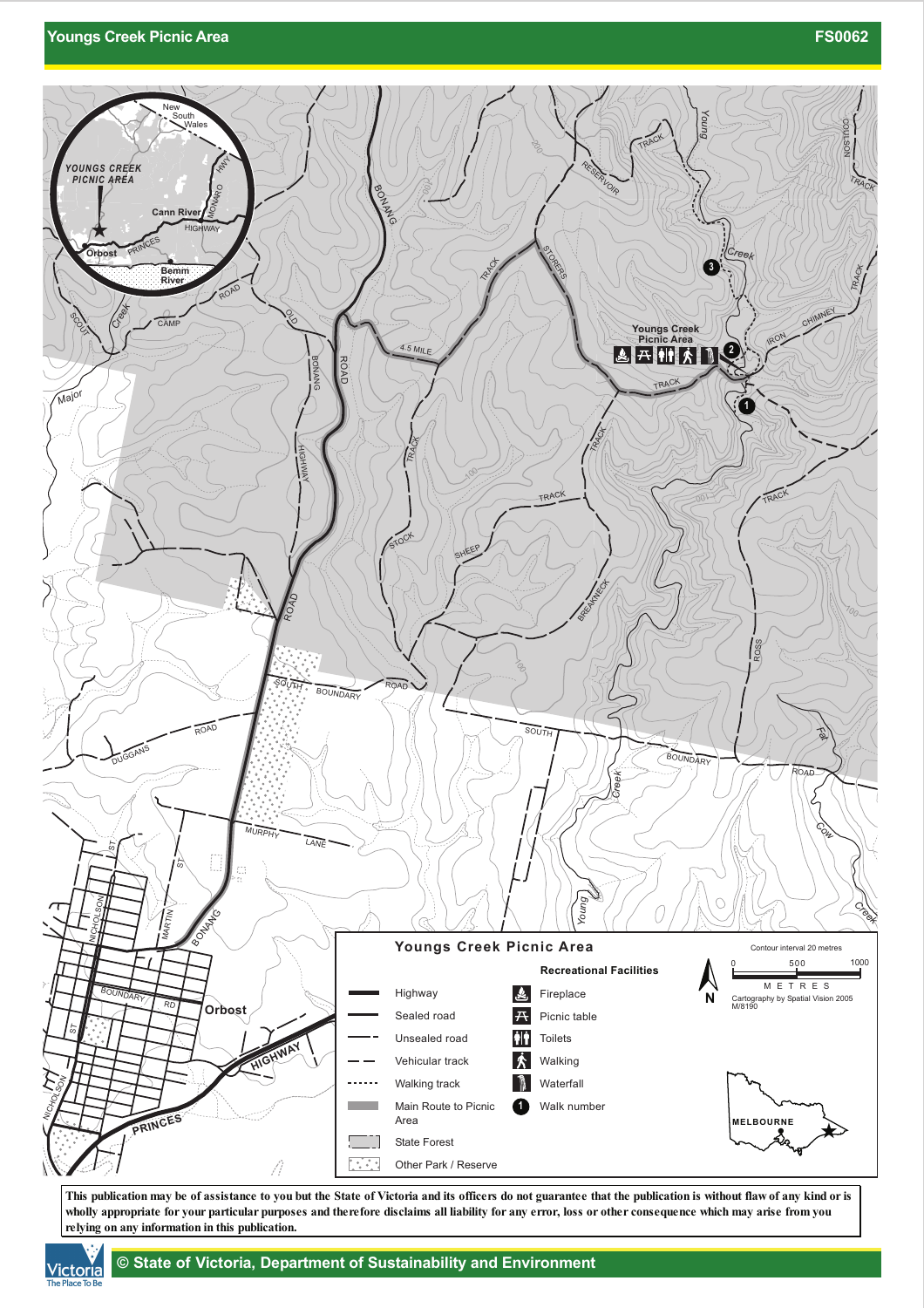# Youngs Creek Picnic Area

FS0062

New South Wales

YOUNGS CREEK PICNIC AREA

Cann River

MONARO HWY

HIGHWAY

PRINCES

Orbost

Bemm River

Youngs Creek Picnic Area

## Youngs Creek Picnic Area

| Legend | |
|---|---|
| Highway | |
| Sealed road | |
| Unsealed road | |
| Vehicular track | |
| Walking track | |
| Main Route to Picnic Area | |
| State Forest | |
| Other Park / Reserve | |

**Recreational Facilities**

- Fireplace
- Picnic table
- Toilets
- Walking
- Waterfall
- Walk number

N

Contour interval 20 metres

0 500 1000

METRES

Cartography by Spatial Vision 2005
M/8190

MELBOURNE

**This publication may be of assistance to you but the State of Victoria and its officers do not guarantee that the publication is without flaw of any kind or is wholly appropriate for your particular purposes and therefore disclaims all liability for any error, loss or other consequence which may arise from you relying on any information in this publication.**

Victoria The Place To Be

© State of Victoria, Department of Sustainability and Environment